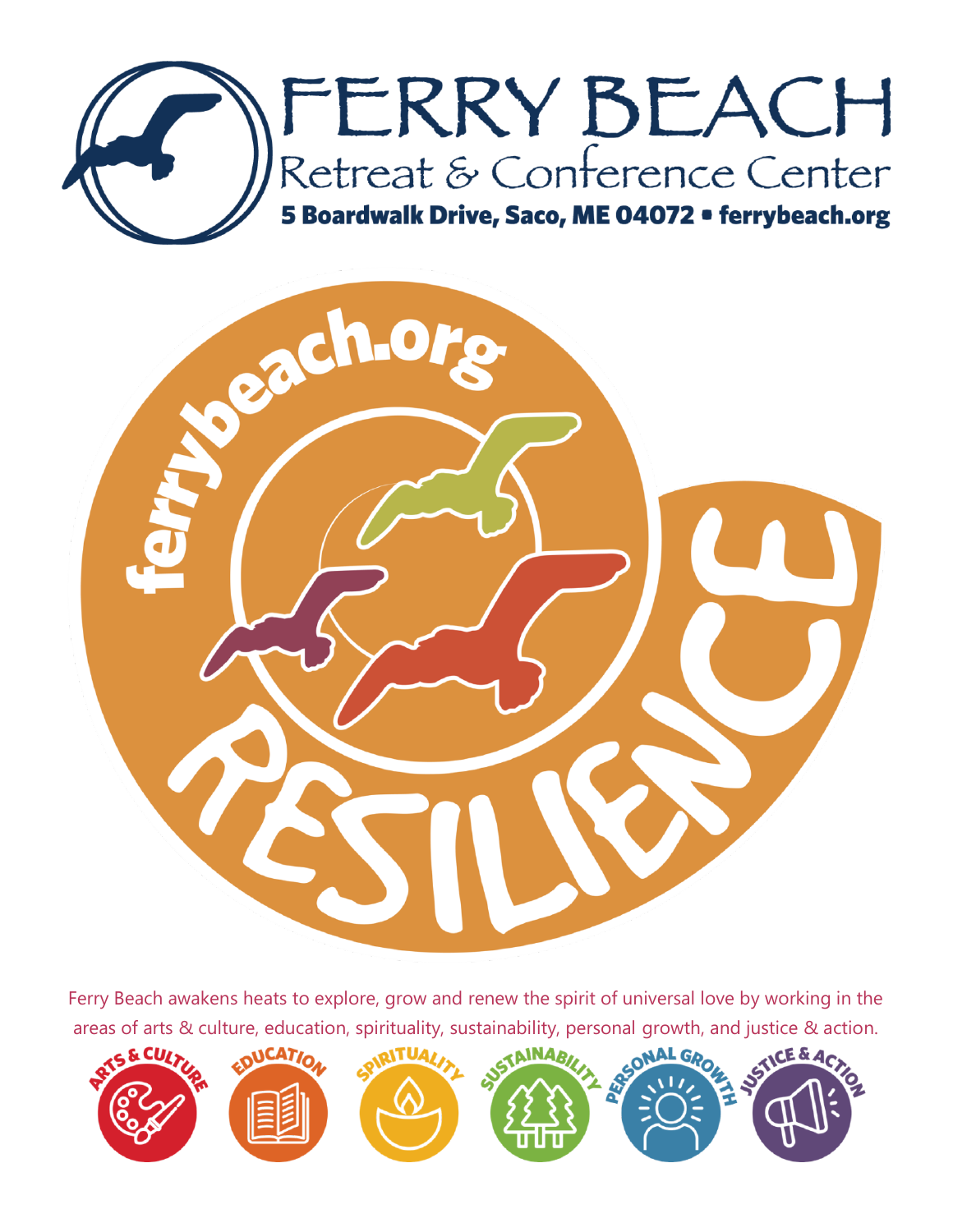# FERRY BEACH

## Retreat & Conference Center

**5 Boardwalk Drive, Saco, ME 04072 • ferrybeach.org**

ferrybeach.org

RESILIENCE

Ferry Beach awakens heats to explore, grow and renew the spirit of universal love by working in the areas of arts & culture, education, spirituality, sustainability, personal growth, and justice & action.

ARTS & CULTURE · EDUCATION · SPIRITUALITY · SUSTAINABILITY · PERSONAL GROWTH · JUSTICE & ACTION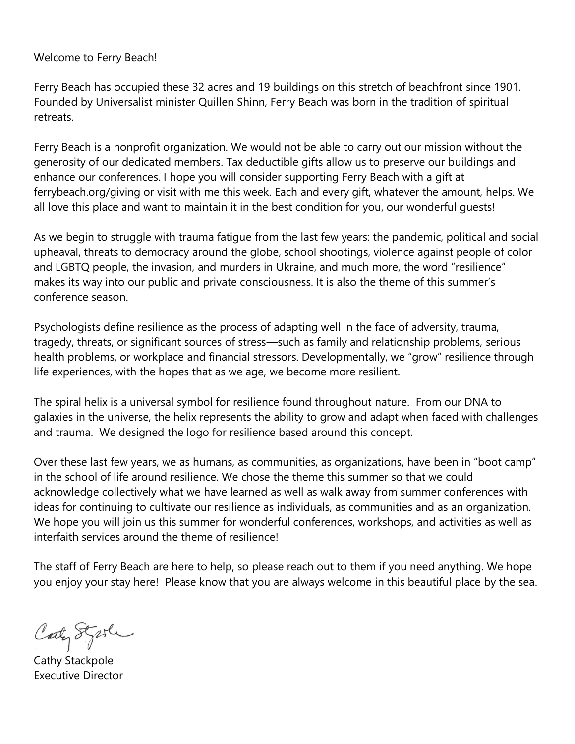Welcome to Ferry Beach!

Ferry Beach has occupied these 32 acres and 19 buildings on this stretch of beachfront since 1901. Founded by Universalist minister Quillen Shinn, Ferry Beach was born in the tradition of spiritual retreats.

Ferry Beach is a nonprofit organization. We would not be able to carry out our mission without the generosity of our dedicated members. Tax deductible gifts allow us to preserve our buildings and enhance our conferences. I hope you will consider supporting Ferry Beach with a gift at ferrybeach.org/giving or visit with me this week. Each and every gift, whatever the amount, helps. We all love this place and want to maintain it in the best condition for you, our wonderful guests!

As we begin to struggle with trauma fatigue from the last few years: the pandemic, political and social upheaval, threats to democracy around the globe, school shootings, violence against people of color and LGBTQ people, the invasion, and murders in Ukraine, and much more, the word "resilience" makes its way into our public and private consciousness. It is also the theme of this summer's conference season.

Psychologists define resilience as the process of adapting well in the face of adversity, trauma, tragedy, threats, or significant sources of stress—such as family and relationship problems, serious health problems, or workplace and financial stressors. Developmentally, we "grow" resilience through life experiences, with the hopes that as we age, we become more resilient.

The spiral helix is a universal symbol for resilience found throughout nature. From our DNA to galaxies in the universe, the helix represents the ability to grow and adapt when faced with challenges and trauma. We designed the logo for resilience based around this concept.

Over these last few years, we as humans, as communities, as organizations, have been in "boot camp" in the school of life around resilience. We chose the theme this summer so that we could acknowledge collectively what we have learned as well as walk away from summer conferences with ideas for continuing to cultivate our resilience as individuals, as communities and as an organization. We hope you will join us this summer for wonderful conferences, workshops, and activities as well as interfaith services around the theme of resilience!

The staff of Ferry Beach are here to help, so please reach out to them if you need anything. We hope you enjoy your stay here! Please know that you are always welcome in this beautiful place by the sea.

Cathy Stackpole
Executive Director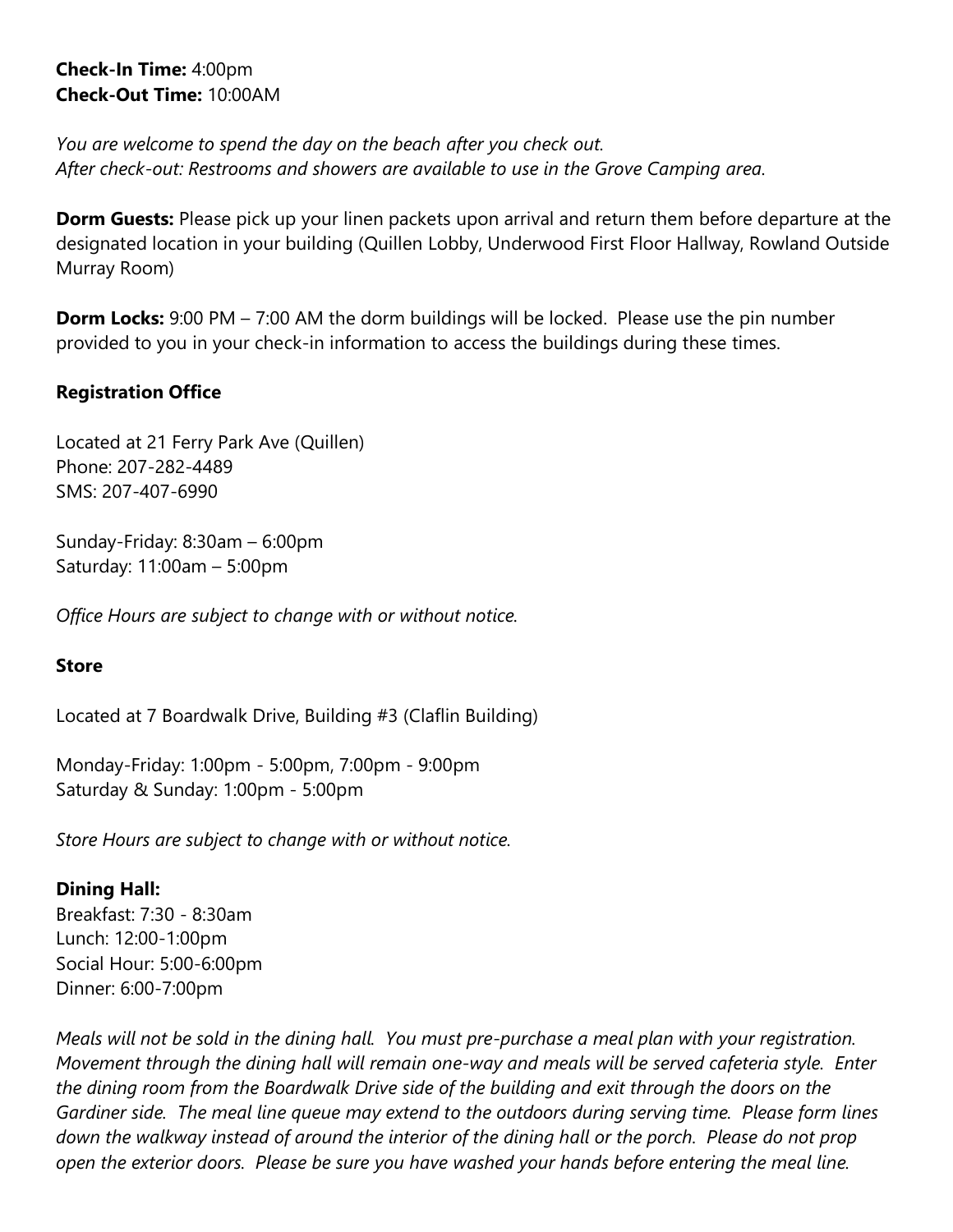**Check-In Time:** 4:00pm
**Check-Out Time:** 10:00AM

*You are welcome to spend the day on the beach after you check out.*
*After check-out: Restrooms and showers are available to use in the Grove Camping area.*

**Dorm Guests:** Please pick up your linen packets upon arrival and return them before departure at the designated location in your building (Quillen Lobby, Underwood First Floor Hallway, Rowland Outside Murray Room)

**Dorm Locks:** 9:00 PM – 7:00 AM the dorm buildings will be locked. Please use the pin number provided to you in your check-in information to access the buildings during these times.

**Registration Office**

Located at 21 Ferry Park Ave (Quillen)
Phone: 207-282-4489
SMS: 207-407-6990

Sunday-Friday: 8:30am – 6:00pm
Saturday: 11:00am – 5:00pm

*Office Hours are subject to change with or without notice.*

**Store**

Located at 7 Boardwalk Drive, Building #3 (Claflin Building)

Monday-Friday: 1:00pm - 5:00pm, 7:00pm - 9:00pm
Saturday & Sunday: 1:00pm - 5:00pm

*Store Hours are subject to change with or without notice.*

**Dining Hall:**
Breakfast: 7:30 - 8:30am
Lunch: 12:00-1:00pm
Social Hour: 5:00-6:00pm
Dinner: 6:00-7:00pm

*Meals will not be sold in the dining hall. You must pre-purchase a meal plan with your registration. Movement through the dining hall will remain one-way and meals will be served cafeteria style. Enter the dining room from the Boardwalk Drive side of the building and exit through the doors on the Gardiner side. The meal line queue may extend to the outdoors during serving time. Please form lines down the walkway instead of around the interior of the dining hall or the porch. Please do not prop open the exterior doors. Please be sure you have washed your hands before entering the meal line.*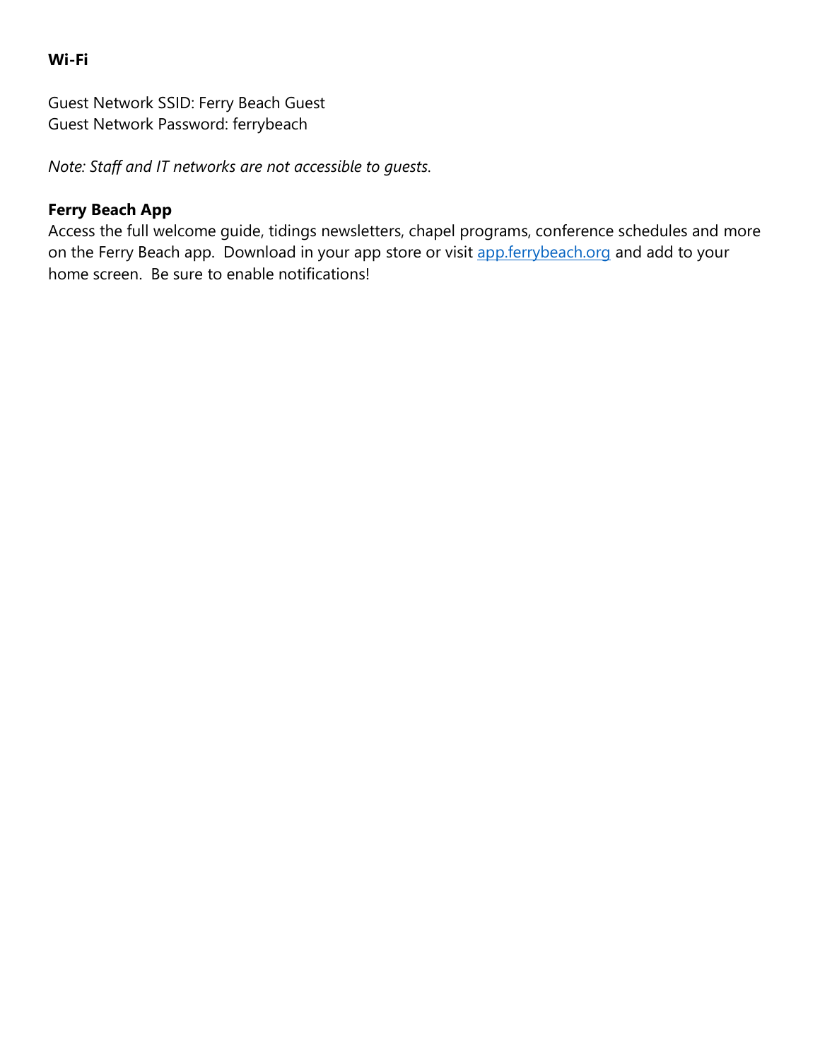**Wi-Fi**

Guest Network SSID: Ferry Beach Guest
Guest Network Password: ferrybeach

*Note: Staff and IT networks are not accessible to guests.*

**Ferry Beach App**
Access the full welcome guide, tidings newsletters, chapel programs, conference schedules and more on the Ferry Beach app. Download in your app store or visit [app.ferrybeach.org](app.ferrybeach.org) and add to your home screen. Be sure to enable notifications!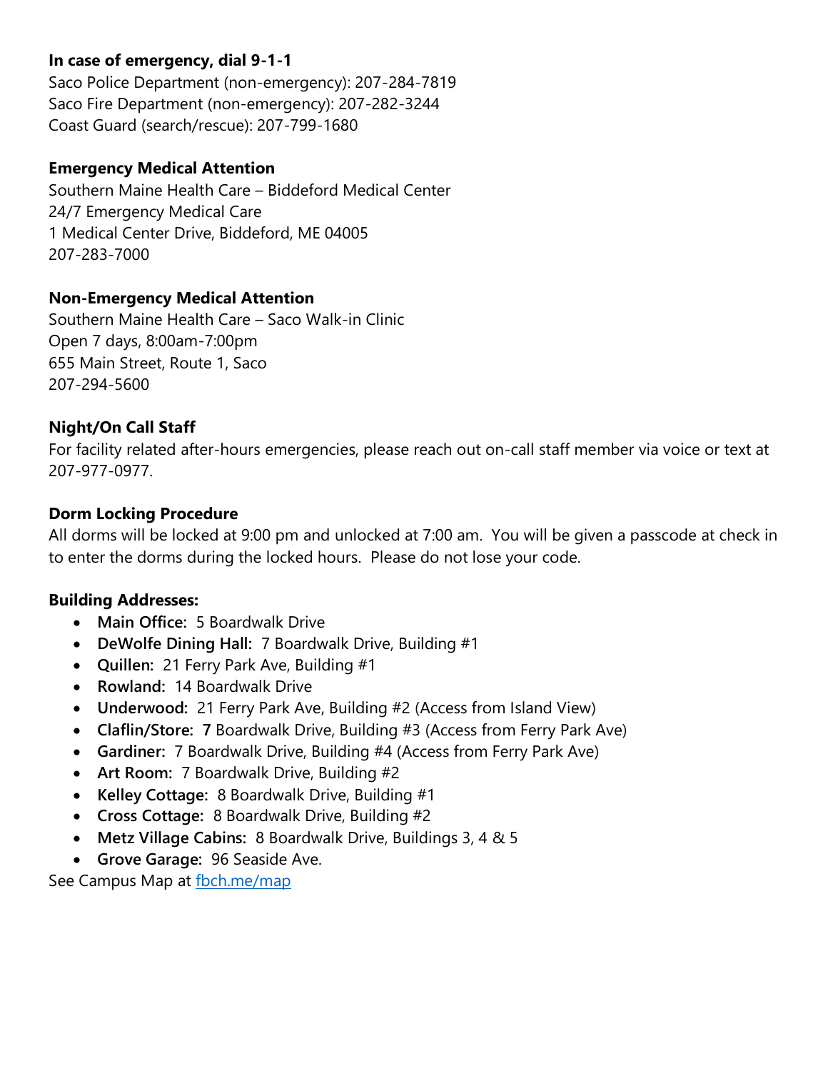**In case of emergency, dial 9-1-1**

Saco Police Department (non-emergency): 207-284-7819
Saco Fire Department (non-emergency): 207-282-3244
Coast Guard (search/rescue): 207-799-1680

**Emergency Medical Attention**

Southern Maine Health Care – Biddeford Medical Center
24/7 Emergency Medical Care
1 Medical Center Drive, Biddeford, ME 04005
207-283-7000

**Non-Emergency Medical Attention**

Southern Maine Health Care – Saco Walk-in Clinic
Open 7 days, 8:00am-7:00pm
655 Main Street, Route 1, Saco
207-294-5600

**Night/On Call Staff**

For facility related after-hours emergencies, please reach out on-call staff member via voice or text at 207-977-0977.

**Dorm Locking Procedure**

All dorms will be locked at 9:00 pm and unlocked at 7:00 am. You will be given a passcode at check in to enter the dorms during the locked hours. Please do not lose your code.

**Building Addresses:**

- **Main Office:** 5 Boardwalk Drive
- **DeWolfe Dining Hall:** 7 Boardwalk Drive, Building #1
- **Quillen:** 21 Ferry Park Ave, Building #1
- **Rowland:** 14 Boardwalk Drive
- **Underwood:** 21 Ferry Park Ave, Building #2 (Access from Island View)
- **Claflin/Store: 7** Boardwalk Drive, Building #3 (Access from Ferry Park Ave)
- **Gardiner:** 7 Boardwalk Drive, Building #4 (Access from Ferry Park Ave)
- **Art Room:** 7 Boardwalk Drive, Building #2
- **Kelley Cottage:** 8 Boardwalk Drive, Building #1
- **Cross Cottage:** 8 Boardwalk Drive, Building #2
- **Metz Village Cabins:** 8 Boardwalk Drive, Buildings 3, 4 & 5
- **Grove Garage:** 96 Seaside Ave.

See Campus Map at fbch.me/map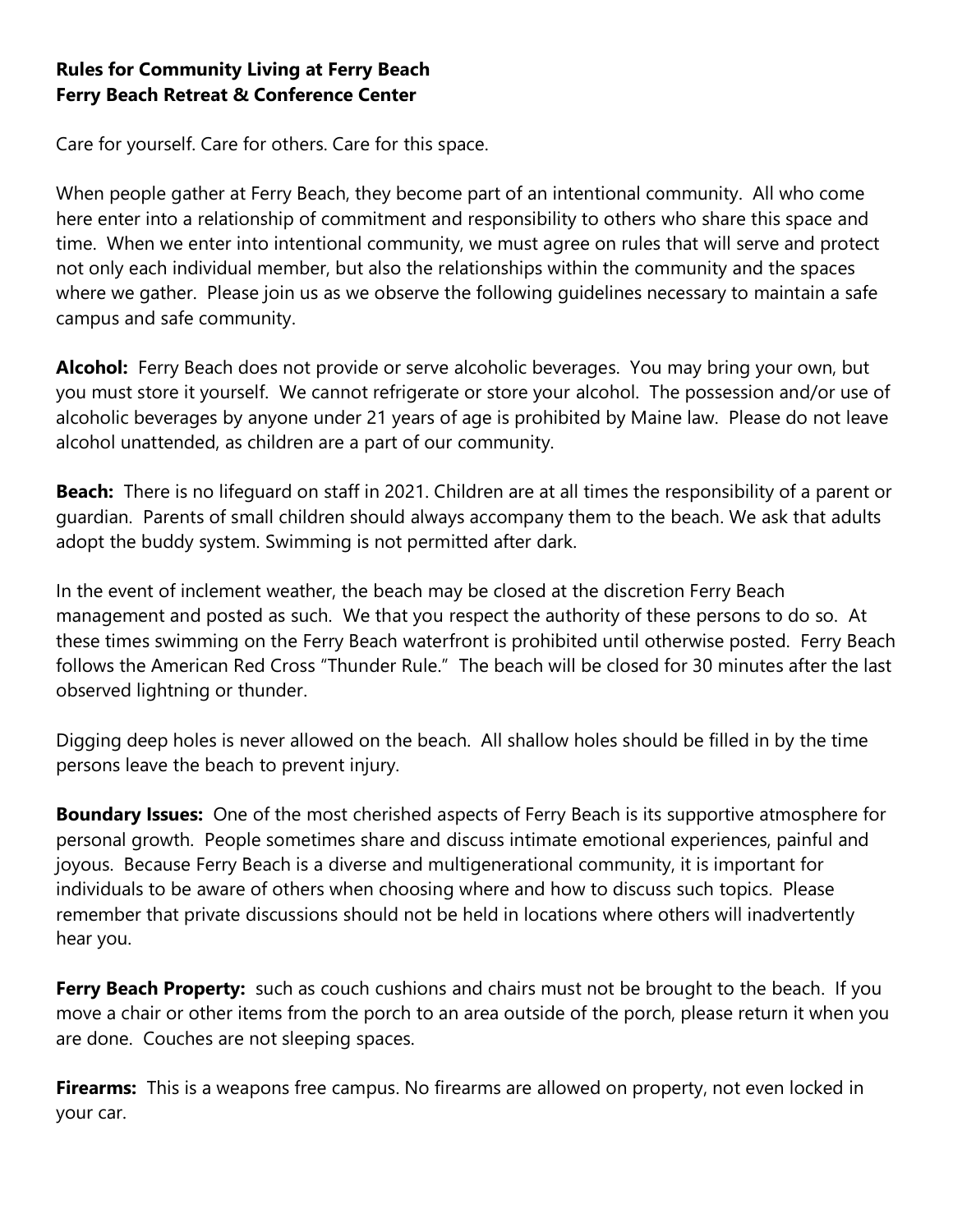**Rules for Community Living at Ferry Beach**
**Ferry Beach Retreat & Conference Center**

Care for yourself. Care for others. Care for this space.

When people gather at Ferry Beach, they become part of an intentional community. All who come here enter into a relationship of commitment and responsibility to others who share this space and time. When we enter into intentional community, we must agree on rules that will serve and protect not only each individual member, but also the relationships within the community and the spaces where we gather. Please join us as we observe the following guidelines necessary to maintain a safe campus and safe community.

**Alcohol:** Ferry Beach does not provide or serve alcoholic beverages. You may bring your own, but you must store it yourself. We cannot refrigerate or store your alcohol. The possession and/or use of alcoholic beverages by anyone under 21 years of age is prohibited by Maine law. Please do not leave alcohol unattended, as children are a part of our community.

**Beach:** There is no lifeguard on staff in 2021. Children are at all times the responsibility of a parent or guardian. Parents of small children should always accompany them to the beach. We ask that adults adopt the buddy system. Swimming is not permitted after dark.

In the event of inclement weather, the beach may be closed at the discretion Ferry Beach management and posted as such. We that you respect the authority of these persons to do so. At these times swimming on the Ferry Beach waterfront is prohibited until otherwise posted. Ferry Beach follows the American Red Cross "Thunder Rule." The beach will be closed for 30 minutes after the last observed lightning or thunder.

Digging deep holes is never allowed on the beach. All shallow holes should be filled in by the time persons leave the beach to prevent injury.

**Boundary Issues:** One of the most cherished aspects of Ferry Beach is its supportive atmosphere for personal growth. People sometimes share and discuss intimate emotional experiences, painful and joyous. Because Ferry Beach is a diverse and multigenerational community, it is important for individuals to be aware of others when choosing where and how to discuss such topics. Please remember that private discussions should not be held in locations where others will inadvertently hear you.

**Ferry Beach Property:** such as couch cushions and chairs must not be brought to the beach. If you move a chair or other items from the porch to an area outside of the porch, please return it when you are done. Couches are not sleeping spaces.

**Firearms:** This is a weapons free campus. No firearms are allowed on property, not even locked in your car.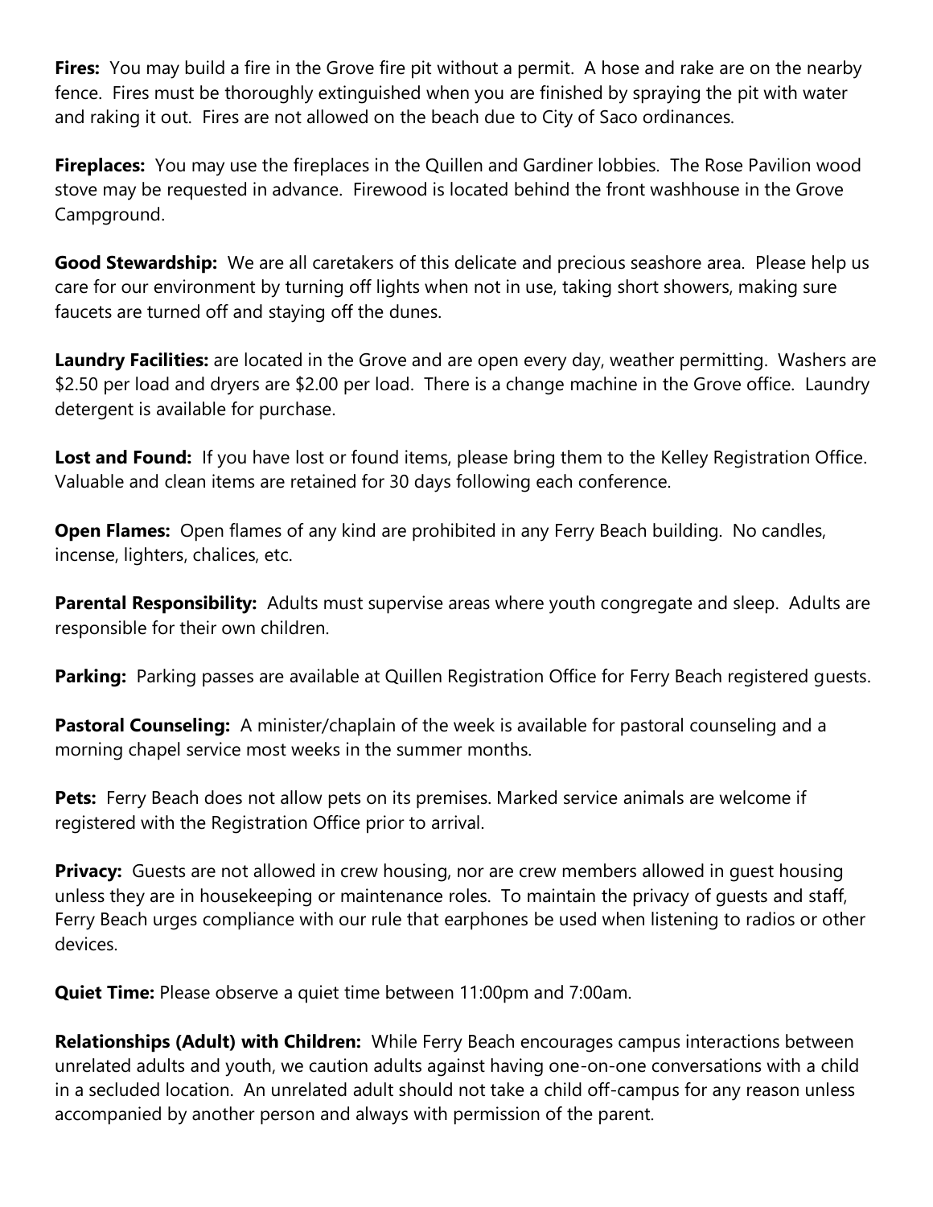**Fires:** You may build a fire in the Grove fire pit without a permit. A hose and rake are on the nearby fence. Fires must be thoroughly extinguished when you are finished by spraying the pit with water and raking it out. Fires are not allowed on the beach due to City of Saco ordinances.

**Fireplaces:** You may use the fireplaces in the Quillen and Gardiner lobbies. The Rose Pavilion wood stove may be requested in advance. Firewood is located behind the front washhouse in the Grove Campground.

**Good Stewardship:** We are all caretakers of this delicate and precious seashore area. Please help us care for our environment by turning off lights when not in use, taking short showers, making sure faucets are turned off and staying off the dunes.

**Laundry Facilities:** are located in the Grove and are open every day, weather permitting. Washers are $2.50 per load and dryers are $2.00 per load. There is a change machine in the Grove office. Laundry detergent is available for purchase.

**Lost and Found:** If you have lost or found items, please bring them to the Kelley Registration Office. Valuable and clean items are retained for 30 days following each conference.

**Open Flames:** Open flames of any kind are prohibited in any Ferry Beach building. No candles, incense, lighters, chalices, etc.

**Parental Responsibility:** Adults must supervise areas where youth congregate and sleep. Adults are responsible for their own children.

**Parking:** Parking passes are available at Quillen Registration Office for Ferry Beach registered guests.

**Pastoral Counseling:** A minister/chaplain of the week is available for pastoral counseling and a morning chapel service most weeks in the summer months.

**Pets:** Ferry Beach does not allow pets on its premises. Marked service animals are welcome if registered with the Registration Office prior to arrival.

**Privacy:** Guests are not allowed in crew housing, nor are crew members allowed in guest housing unless they are in housekeeping or maintenance roles. To maintain the privacy of guests and staff, Ferry Beach urges compliance with our rule that earphones be used when listening to radios or other devices.

**Quiet Time:** Please observe a quiet time between 11:00pm and 7:00am.

**Relationships (Adult) with Children:** While Ferry Beach encourages campus interactions between unrelated adults and youth, we caution adults against having one-on-one conversations with a child in a secluded location. An unrelated adult should not take a child off-campus for any reason unless accompanied by another person and always with permission of the parent.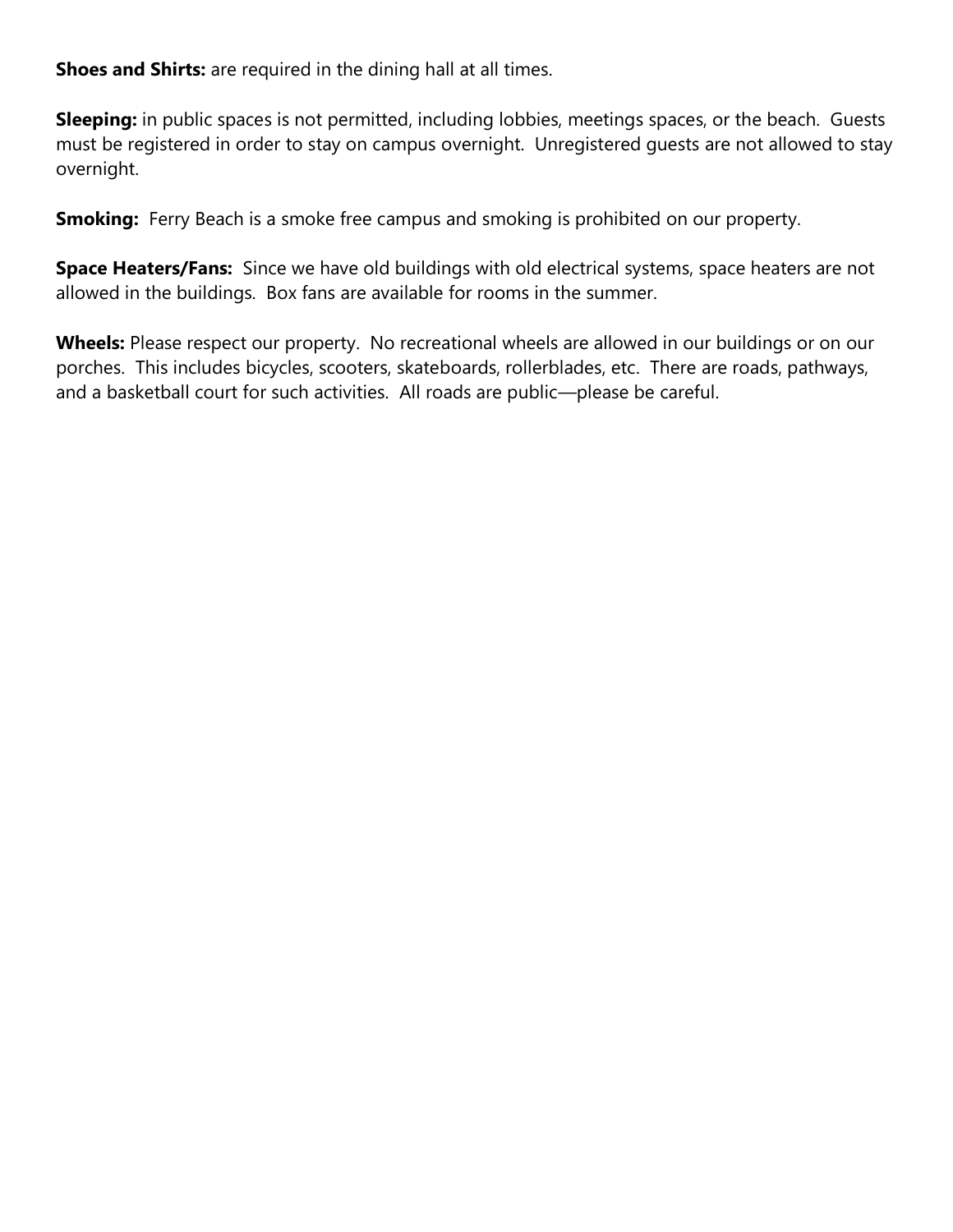**Shoes and Shirts:** are required in the dining hall at all times.

**Sleeping:** in public spaces is not permitted, including lobbies, meetings spaces, or the beach. Guests must be registered in order to stay on campus overnight. Unregistered guests are not allowed to stay overnight.

**Smoking:** Ferry Beach is a smoke free campus and smoking is prohibited on our property.

**Space Heaters/Fans:** Since we have old buildings with old electrical systems, space heaters are not allowed in the buildings. Box fans are available for rooms in the summer.

**Wheels:** Please respect our property. No recreational wheels are allowed in our buildings or on our porches. This includes bicycles, scooters, skateboards, rollerblades, etc. There are roads, pathways, and a basketball court for such activities. All roads are public—please be careful.